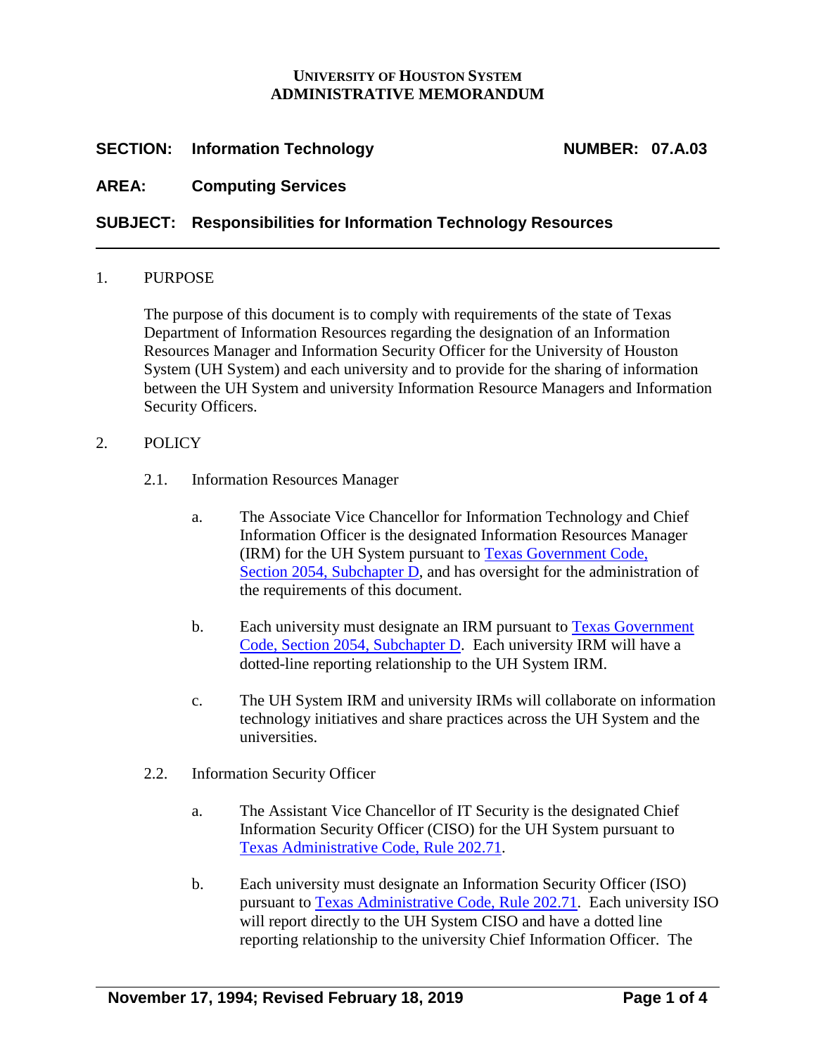**UNIVERSITY OF HOUSTON SYSTEM**
**ADMINISTRATIVE MEMORANDUM**

**SECTION: Information Technology** **NUMBER: 07.A.03**

**AREA: Computing Services**

**SUBJECT: Responsibilities for Information Technology Resources**

---

1. PURPOSE

   The purpose of this document is to comply with requirements of the state of Texas Department of Information Resources regarding the designation of an Information Resources Manager and Information Security Officer for the University of Houston System (UH System) and each university and to provide for the sharing of information between the UH System and university Information Resource Managers and Information Security Officers.

2. POLICY

   2.1. Information Resources Manager

      a. The Associate Vice Chancellor for Information Technology and Chief Information Officer is the designated Information Resources Manager (IRM) for the UH System pursuant to [Texas Government Code, Section 2054, Subchapter D](), and has oversight for the administration of the requirements of this document.

      b. Each university must designate an IRM pursuant to [Texas Government Code, Section 2054, Subchapter D](). Each university IRM will have a dotted-line reporting relationship to the UH System IRM.

      c. The UH System IRM and university IRMs will collaborate on information technology initiatives and share practices across the UH System and the universities.

   2.2. Information Security Officer

      a. The Assistant Vice Chancellor of IT Security is the designated Chief Information Security Officer (CISO) for the UH System pursuant to [Texas Administrative Code, Rule 202.71]().

      b. Each university must designate an Information Security Officer (ISO) pursuant to [Texas Administrative Code, Rule 202.71](). Each university ISO will report directly to the UH System CISO and have a dotted line reporting relationship to the university Chief Information Officer. The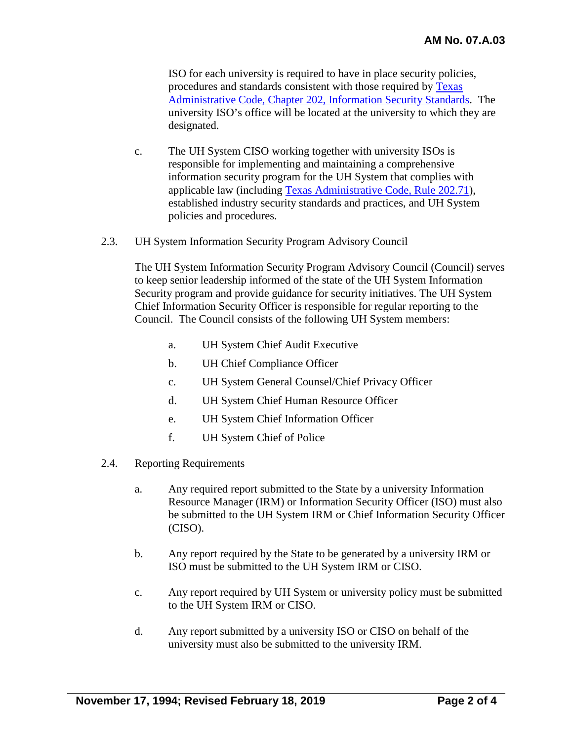ISO for each university is required to have in place security policies, procedures and standards consistent with those required by [Texas Administrative Code, Chapter 202, Information Security Standards](). The university ISO's office will be located at the university to which they are designated.

c. The UH System CISO working together with university ISOs is responsible for implementing and maintaining a comprehensive information security program for the UH System that complies with applicable law (including [Texas Administrative Code, Rule 202.71]()), established industry security standards and practices, and UH System policies and procedures.

2.3. UH System Information Security Program Advisory Council

The UH System Information Security Program Advisory Council (Council) serves to keep senior leadership informed of the state of the UH System Information Security program and provide guidance for security initiatives. The UH System Chief Information Security Officer is responsible for regular reporting to the Council. The Council consists of the following UH System members:

a. UH System Chief Audit Executive

b. UH Chief Compliance Officer

c. UH System General Counsel/Chief Privacy Officer

d. UH System Chief Human Resource Officer

e. UH System Chief Information Officer

f. UH System Chief of Police

2.4. Reporting Requirements

a. Any required report submitted to the State by a university Information Resource Manager (IRM) or Information Security Officer (ISO) must also be submitted to the UH System IRM or Chief Information Security Officer (CISO).

b. Any report required by the State to be generated by a university IRM or ISO must be submitted to the UH System IRM or CISO.

c. Any report required by UH System or university policy must be submitted to the UH System IRM or CISO.

d. Any report submitted by a university ISO or CISO on behalf of the university must also be submitted to the university IRM.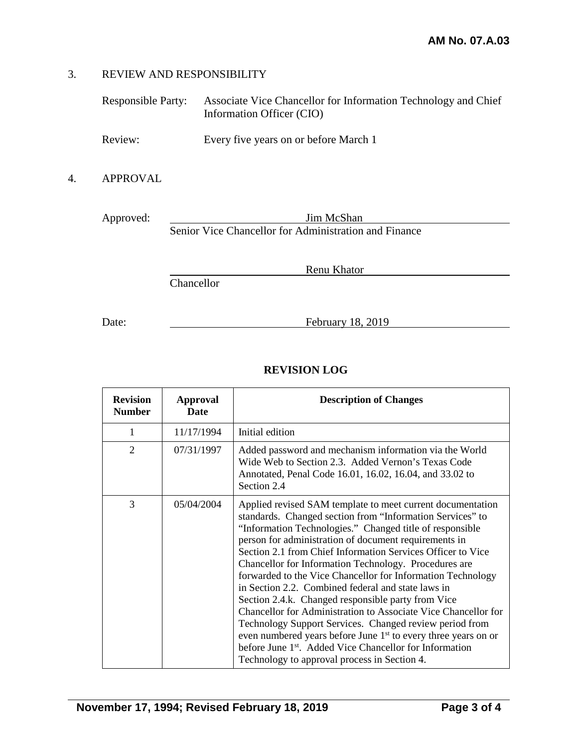## 3. REVIEW AND RESPONSIBILITY

Responsible Party: Associate Vice Chancellor for Information Technology and Chief Information Officer (CIO)

Review: Every five years on or before March 1

## 4. APPROVAL

Approved: Jim McShan
Senior Vice Chancellor for Administration and Finance

Renu Khator
Chancellor

Date: February 18, 2019

**REVISION LOG**

| Revision Number | Approval Date | Description of Changes |
|---|---|---|
| 1 | 11/17/1994 | Initial edition |
| 2 | 07/31/1997 | Added password and mechanism information via the World Wide Web to Section 2.3. Added Vernon's Texas Code Annotated, Penal Code 16.01, 16.02, 16.04, and 33.02 to Section 2.4 |
| 3 | 05/04/2004 | Applied revised SAM template to meet current documentation standards. Changed section from "Information Services" to "Information Technologies." Changed title of responsible person for administration of document requirements in Section 2.1 from Chief Information Services Officer to Vice Chancellor for Information Technology. Procedures are forwarded to the Vice Chancellor for Information Technology in Section 2.2. Combined federal and state laws in Section 2.4.k. Changed responsible party from Vice Chancellor for Administration to Associate Vice Chancellor for Technology Support Services. Changed review period from even numbered years before June 1st to every three years on or before June 1st. Added Vice Chancellor for Information Technology to approval process in Section 4. |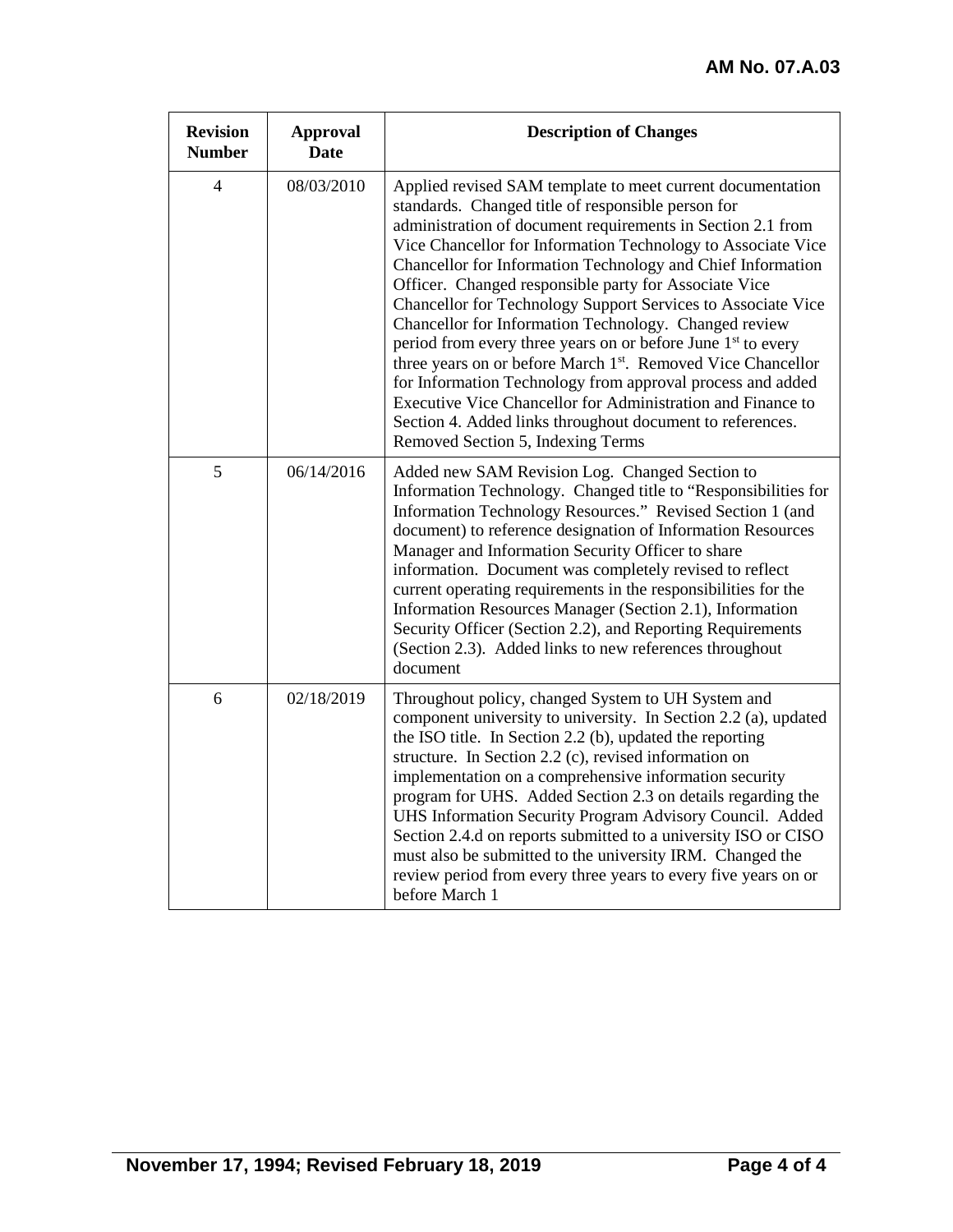| Revision Number | Approval Date | Description of Changes |
| --- | --- | --- |
| 4 | 08/03/2010 | Applied revised SAM template to meet current documentation standards. Changed title of responsible person for administration of document requirements in Section 2.1 from Vice Chancellor for Information Technology to Associate Vice Chancellor for Information Technology and Chief Information Officer. Changed responsible party for Associate Vice Chancellor for Technology Support Services to Associate Vice Chancellor for Information Technology. Changed review period from every three years on or before June 1st to every three years on or before March 1st. Removed Vice Chancellor for Information Technology from approval process and added Executive Vice Chancellor for Administration and Finance to Section 4. Added links throughout document to references. Removed Section 5, Indexing Terms |
| 5 | 06/14/2016 | Added new SAM Revision Log. Changed Section to Information Technology. Changed title to "Responsibilities for Information Technology Resources." Revised Section 1 (and document) to reference designation of Information Resources Manager and Information Security Officer to share information. Document was completely revised to reflect current operating requirements in the responsibilities for the Information Resources Manager (Section 2.1), Information Security Officer (Section 2.2), and Reporting Requirements (Section 2.3). Added links to new references throughout document |
| 6 | 02/18/2019 | Throughout policy, changed System to UH System and component university to university. In Section 2.2 (a), updated the ISO title. In Section 2.2 (b), updated the reporting structure. In Section 2.2 (c), revised information on implementation on a comprehensive information security program for UHS. Added Section 2.3 on details regarding the UHS Information Security Program Advisory Council. Added Section 2.4.d on reports submitted to a university ISO or CISO must also be submitted to the university IRM. Changed the review period from every three years to every five years on or before March 1 |